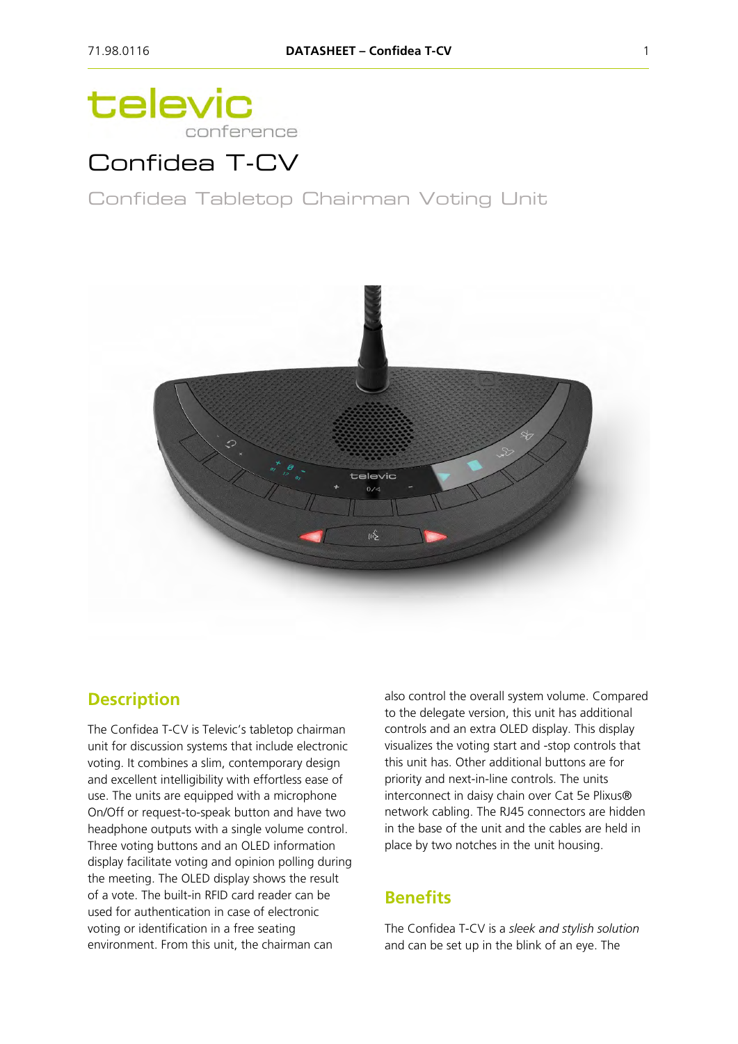televic
conference

# Confidea T-CV

Confidea Tabletop Chairman Voting Unit

## Description

The Confidea T-CV is Televic's tabletop chairman unit for discussion systems that include electronic voting. It combines a slim, contemporary design and excellent intelligibility with effortless ease of use. The units are equipped with a microphone On/Off or request-to-speak button and have two headphone outputs with a single volume control. Three voting buttons and an OLED information display facilitate voting and opinion polling during the meeting. The OLED display shows the result of a vote. The built-in RFID card reader can be used for authentication in case of electronic voting or identification in a free seating environment. From this unit, the chairman can also control the overall system volume. Compared to the delegate version, this unit has additional controls and an extra OLED display. This display visualizes the voting start and -stop controls that this unit has. Other additional buttons are for priority and next-in-line controls. The units interconnect in daisy chain over Cat 5e Plixus® network cabling. The RJ45 connectors are hidden in the base of the unit and the cables are held in place by two notches in the unit housing.

## Benefits

The Confidea T-CV is a *sleek and stylish solution* and can be set up in the blink of an eye. The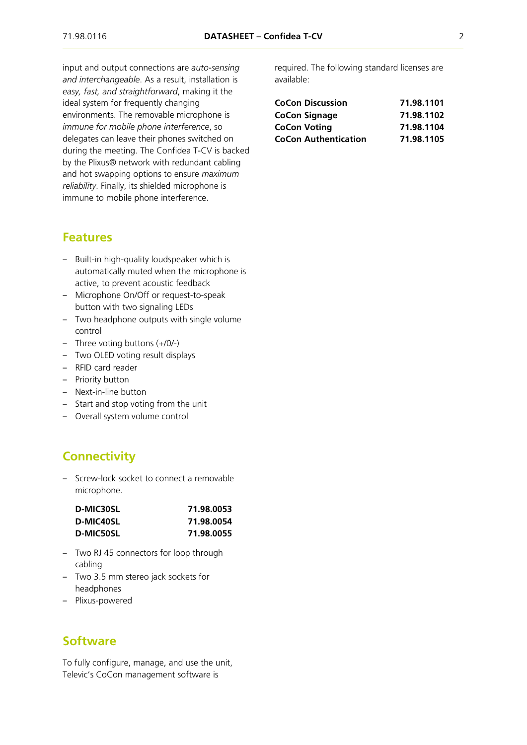input and output connections are *auto-sensing and interchangeable*. As a result, installation is *easy, fast, and straightforward*, making it the ideal system for frequently changing environments. The removable microphone is *immune for mobile phone interference*, so delegates can leave their phones switched on during the meeting. The Confidea T-CV is backed by the Plixus® network with redundant cabling and hot swapping options to ensure *maximum reliability*. Finally, its shielded microphone is immune to mobile phone interference.

## Features

- Built-in high-quality loudspeaker which is automatically muted when the microphone is active, to prevent acoustic feedback
- Microphone On/Off or request-to-speak button with two signaling LEDs
- Two headphone outputs with single volume control
- Three voting buttons (+/0/-)
- Two OLED voting result displays
- RFID card reader
- Priority button
- Next-in-line button
- Start and stop voting from the unit
- Overall system volume control

## Connectivity

- Screw-lock socket to connect a removable microphone.

| | |
|---|---|
| **D-MIC30SL** | **71.98.0053** |
| **D-MIC40SL** | **71.98.0054** |
| **D-MIC50SL** | **71.98.0055** |

- Two RJ 45 connectors for loop through cabling
- Two 3.5 mm stereo jack sockets for headphones
- Plixus-powered

## Software

To fully configure, manage, and use the unit, Televic's CoCon management software is required. The following standard licenses are available:

| | |
|---|---|
| **CoCon Discussion** | **71.98.1101** |
| **CoCon Signage** | **71.98.1102** |
| **CoCon Voting** | **71.98.1104** |
| **CoCon Authentication** | **71.98.1105** |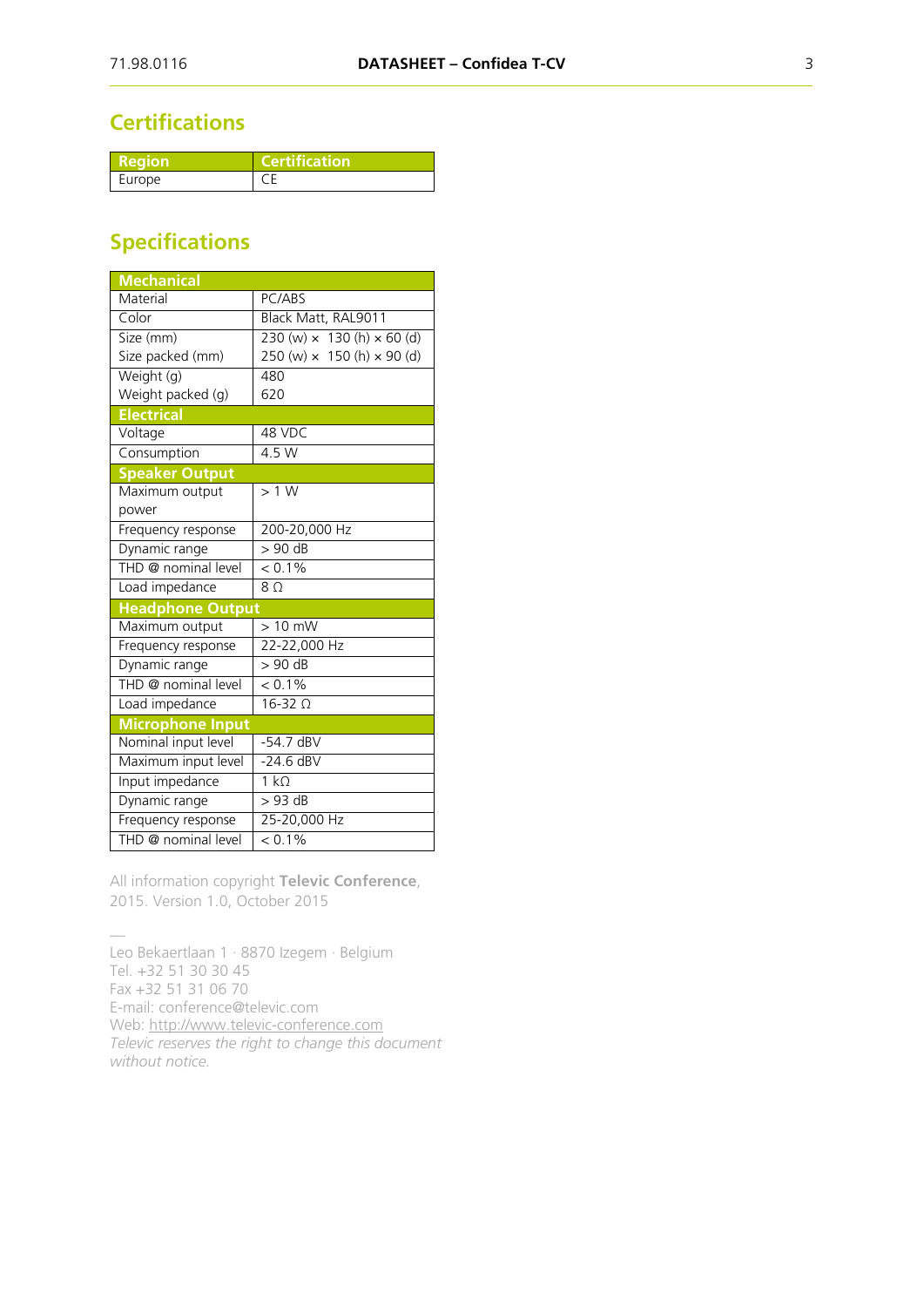## Certifications

| Region | Certification |
|---|---|
| Europe | CE |

## Specifications

| Mechanical | |
|---|---|
| Material | PC/ABS |
| Color | Black Matt, RAL9011 |
| Size (mm)<br>Size packed (mm) | 230 (w) × 130 (h) × 60 (d)<br>250 (w) × 150 (h) × 90 (d) |
| Weight (g)<br>Weight packed (g) | 480<br>620 |
| **Electrical** | |
| Voltage | 48 VDC |
| Consumption | 4.5 W |
| **Speaker Output** | |
| Maximum output power | > 1 W |
| Frequency response | 200-20,000 Hz |
| Dynamic range | > 90 dB |
| THD @ nominal level | < 0.1% |
| Load impedance | 8 Ω |
| **Headphone Output** | |
| Maximum output | > 10 mW |
| Frequency response | 22-22,000 Hz |
| Dynamic range | > 90 dB |
| THD @ nominal level | < 0.1% |
| Load impedance | 16-32 Ω |
| **Microphone Input** | |
| Nominal input level | -54.7 dBV |
| Maximum input level | -24.6 dBV |
| Input impedance | 1 kΩ |
| Dynamic range | > 93 dB |
| Frequency response | 25-20,000 Hz |
| THD @ nominal level | < 0.1% |

All information copyright **Televic Conference**, 2015. Version 1.0, October 2015

—
Leo Bekaertlaan 1 · 8870 Izegem · Belgium
Tel. +32 51 30 30 45
Fax +32 51 31 06 70
E-mail: conference@televic.com
Web: http://www.televic-conference.com
*Televic reserves the right to change this document without notice.*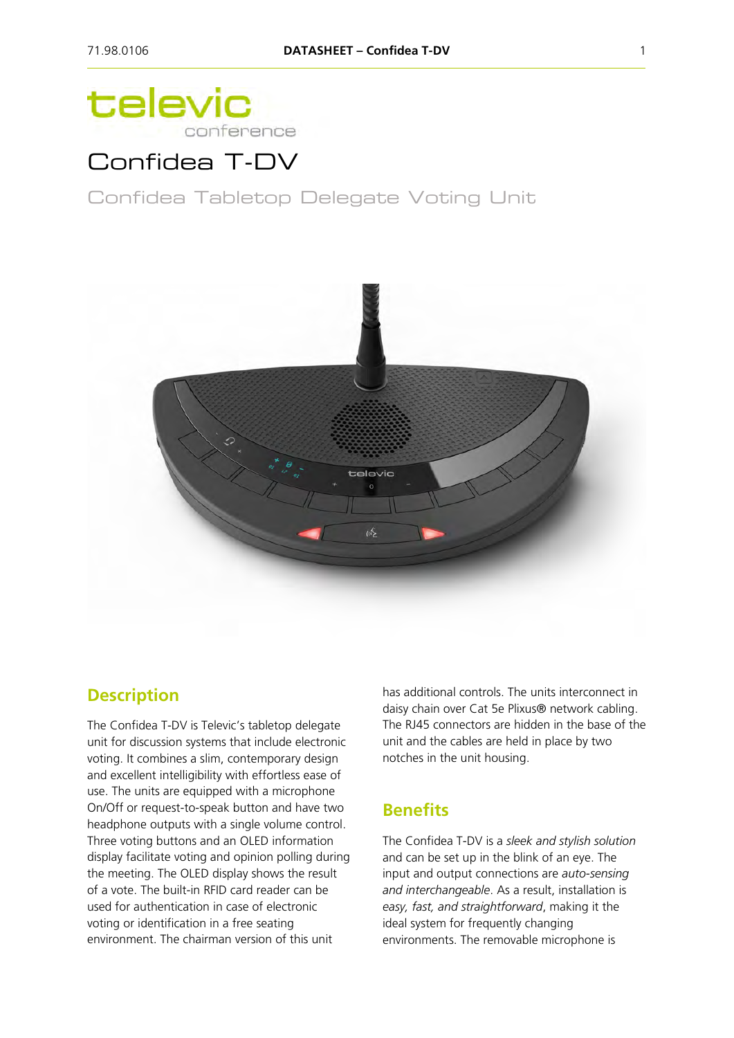# televic
conference

# Confidea T-DV

## Confidea Tabletop Delegate Voting Unit

## Description

The Confidea T-DV is Televic's tabletop delegate unit for discussion systems that include electronic voting. It combines a slim, contemporary design and excellent intelligibility with effortless ease of use. The units are equipped with a microphone On/Off or request-to-speak button and have two headphone outputs with a single volume control. Three voting buttons and an OLED information display facilitate voting and opinion polling during the meeting. The OLED display shows the result of a vote. The built-in RFID card reader can be used for authentication in case of electronic voting or identification in a free seating environment. The chairman version of this unit has additional controls. The units interconnect in daisy chain over Cat 5e Plixus® network cabling. The RJ45 connectors are hidden in the base of the unit and the cables are held in place by two notches in the unit housing.

## Benefits

The Confidea T-DV is a *sleek and stylish solution* and can be set up in the blink of an eye. The input and output connections are *auto-sensing and interchangeable*. As a result, installation is *easy, fast, and straightforward*, making it the ideal system for frequently changing environments. The removable microphone is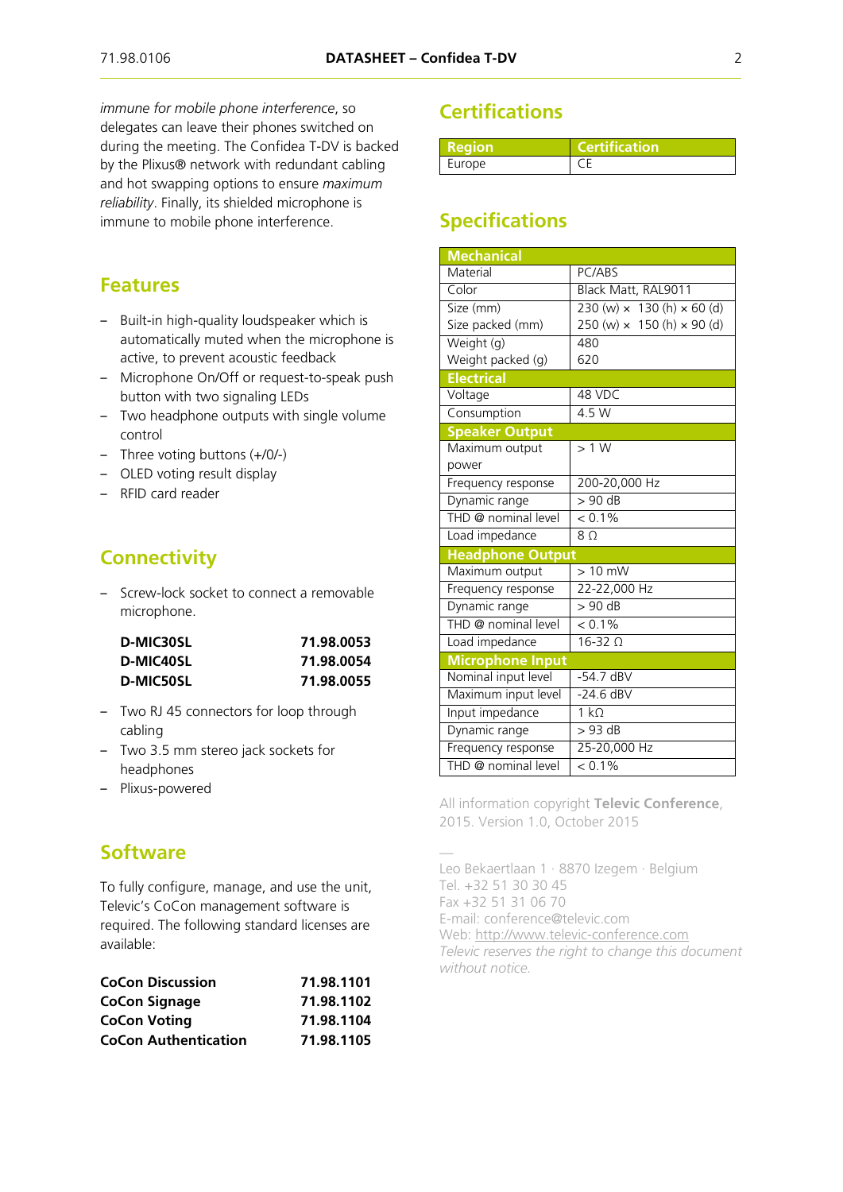*immune for mobile phone interference*, so delegates can leave their phones switched on during the meeting. The Confidea T-DV is backed by the Plixus® network with redundant cabling and hot swapping options to ensure *maximum reliability*. Finally, its shielded microphone is immune to mobile phone interference.

## Features

- Built-in high-quality loudspeaker which is automatically muted when the microphone is active, to prevent acoustic feedback
- Microphone On/Off or request-to-speak push button with two signaling LEDs
- Two headphone outputs with single volume control
- Three voting buttons (+/0/-)
- OLED voting result display
- RFID card reader

## Connectivity

- Screw-lock socket to connect a removable microphone.

| | |
|---|---|
| **D-MIC30SL** | **71.98.0053** |
| **D-MIC40SL** | **71.98.0054** |
| **D-MIC50SL** | **71.98.0055** |

- Two RJ 45 connectors for loop through cabling
- Two 3.5 mm stereo jack sockets for headphones
- Plixus-powered

## Software

To fully configure, manage, and use the unit, Televic's CoCon management software is required. The following standard licenses are available:

| | |
|---|---|
| **CoCon Discussion** | **71.98.1101** |
| **CoCon Signage** | **71.98.1102** |
| **CoCon Voting** | **71.98.1104** |
| **CoCon Authentication** | **71.98.1105** |

## Certifications

| Region | Certification |
|---|---|
| Europe | CE |

## Specifications

| **Mechanical** | |
|---|---|
| Material | PC/ABS |
| Color | Black Matt, RAL9011 |
| Size (mm)<br>Size packed (mm) | 230 (w) × 130 (h) × 60 (d)<br>250 (w) × 150 (h) × 90 (d) |
| Weight (g)<br>Weight packed (g) | 480<br>620 |
| **Electrical** | |
| Voltage | 48 VDC |
| Consumption | 4.5 W |
| **Speaker Output** | |
| Maximum output power | > 1 W |
| Frequency response | 200-20,000 Hz |
| Dynamic range | > 90 dB |
| THD @ nominal level | < 0.1% |
| Load impedance | 8 Ω |
| **Headphone Output** | |
| Maximum output | > 10 mW |
| Frequency response | 22-22,000 Hz |
| Dynamic range | > 90 dB |
| THD @ nominal level | < 0.1% |
| Load impedance | 16-32 Ω |
| **Microphone Input** | |
| Nominal input level | -54.7 dBV |
| Maximum input level | -24.6 dBV |
| Input impedance | 1 kΩ |
| Dynamic range | > 93 dB |
| Frequency response | 25-20,000 Hz |
| THD @ nominal level | < 0.1% |

All information copyright **Televic Conference**, 2015. Version 1.0, October 2015

—

Leo Bekaertlaan 1 · 8870 Izegem · Belgium
Tel. +32 51 30 30 45
Fax +32 51 31 06 70
E-mail: conference@televic.com
Web: http://www.televic-conference.com
*Televic reserves the right to change this document without notice.*